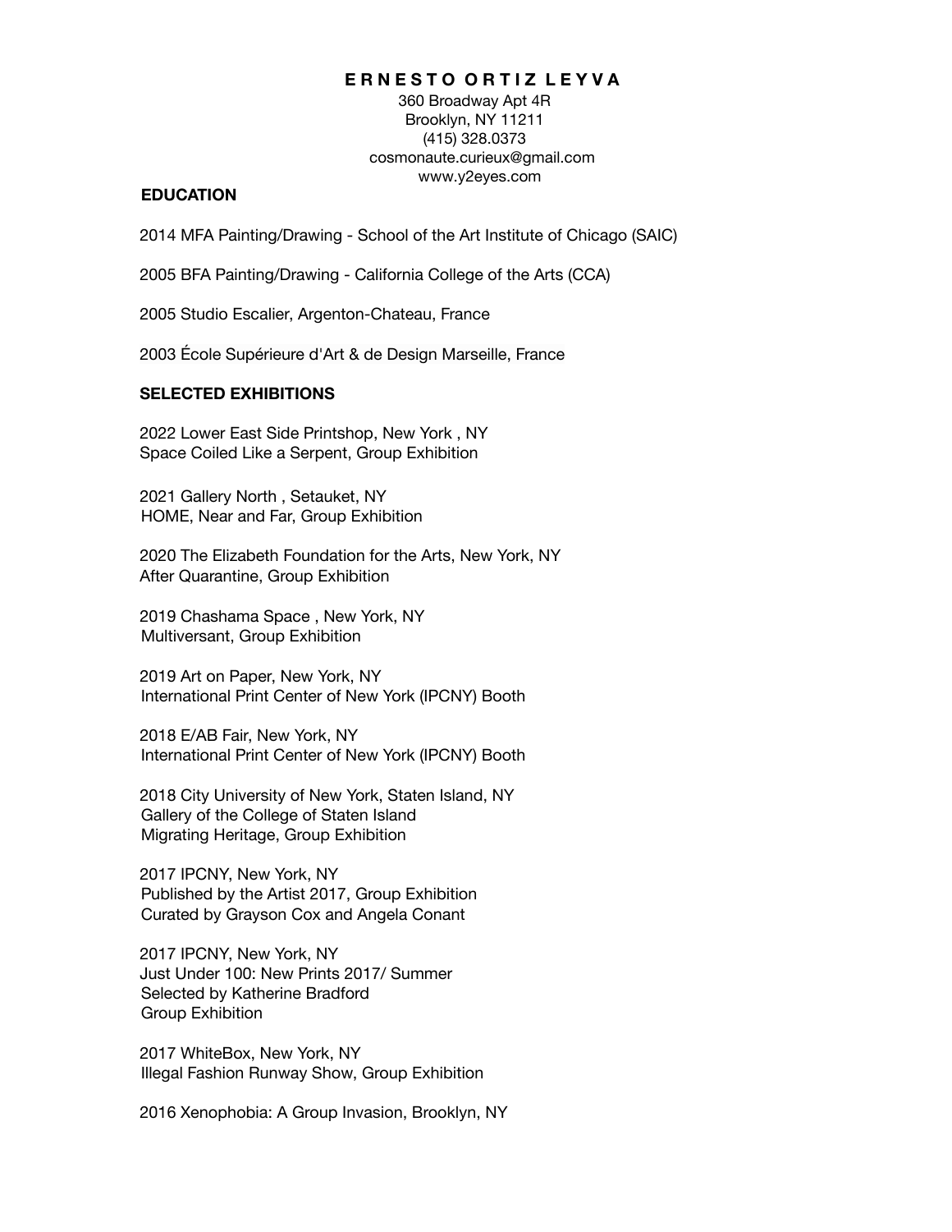# E R N E S T O O R T I Z L E Y V A

360 Broadway Apt 4R
Brooklyn, NY 11211
(415) 328.0373
cosmonaute.curieux@gmail.com
www.y2eyes.com

## EDUCATION

2014 MFA Painting/Drawing - School of the Art Institute of Chicago (SAIC)

2005 BFA Painting/Drawing - California College of the Arts (CCA)

2005 Studio Escalier, Argenton-Chateau, France

2003 École Supérieure d'Art & de Design Marseille, France

## SELECTED EXHIBITIONS

2022 Lower East Side Printshop, New York , NY
Space Coiled Like a Serpent, Group Exhibition

2021 Gallery North , Setauket, NY
HOME, Near and Far, Group Exhibition

2020 The Elizabeth Foundation for the Arts, New York, NY
After Quarantine, Group Exhibition

2019 Chashama Space , New York, NY
Multiversant, Group Exhibition

2019 Art on Paper, New York, NY
International Print Center of New York (IPCNY) Booth

2018 E/AB Fair, New York, NY
International Print Center of New York (IPCNY) Booth

2018 City University of New York, Staten Island, NY
Gallery of the College of Staten Island
Migrating Heritage, Group Exhibition

2017 IPCNY, New York, NY
Published by the Artist 2017, Group Exhibition
Curated by Grayson Cox and Angela Conant

2017 IPCNY, New York, NY
Just Under 100: New Prints 2017/ Summer
Selected by Katherine Bradford
Group Exhibition

2017 WhiteBox, New York, NY
Illegal Fashion Runway Show, Group Exhibition

2016 Xenophobia: A Group Invasion, Brooklyn, NY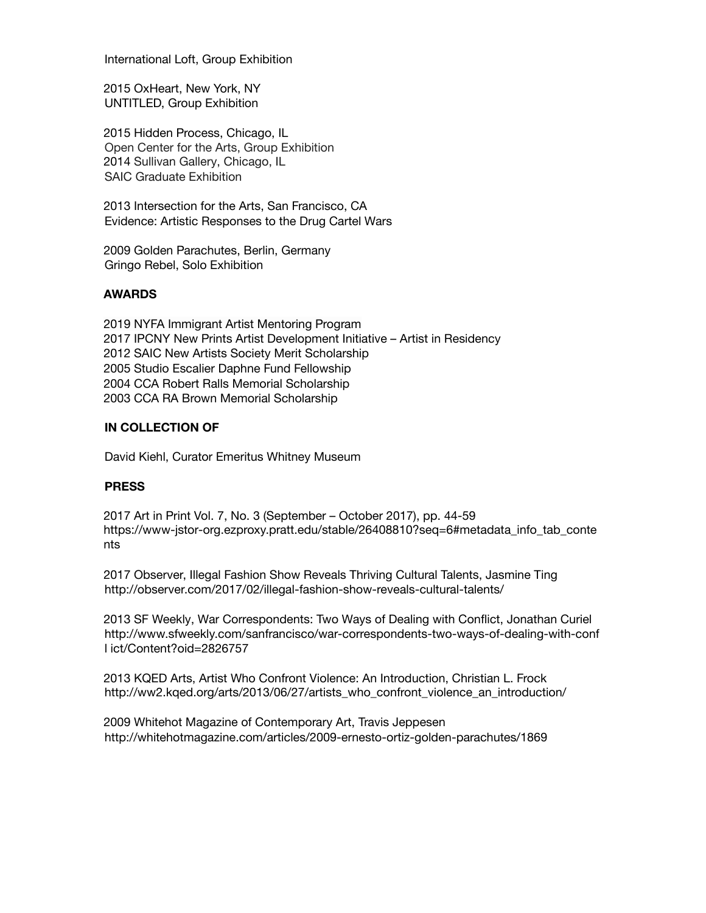International Loft, Group Exhibition

2015 OxHeart, New York, NY
UNTITLED, Group Exhibition

2015 Hidden Process, Chicago, IL
Open Center for the Arts, Group Exhibition
2014 Sullivan Gallery, Chicago, IL
SAIC Graduate Exhibition

2013 Intersection for the Arts, San Francisco, CA
Evidence: Artistic Responses to the Drug Cartel Wars

2009 Golden Parachutes, Berlin, Germany
Gringo Rebel, Solo Exhibition

**AWARDS**

2019 NYFA Immigrant Artist Mentoring Program
2017 IPCNY New Prints Artist Development Initiative – Artist in Residency
2012 SAIC New Artists Society Merit Scholarship
2005 Studio Escalier Daphne Fund Fellowship
2004 CCA Robert Ralls Memorial Scholarship
2003 CCA RA Brown Memorial Scholarship

**IN COLLECTION OF**

David Kiehl, Curator Emeritus Whitney Museum

**PRESS**

2017 Art in Print Vol. 7, No. 3 (September – October 2017), pp. 44-59
https://www-jstor-org.ezproxy.pratt.edu/stable/26408810?seq=6#metadata_info_tab_contents

2017 Observer, Illegal Fashion Show Reveals Thriving Cultural Talents, Jasmine Ting
http://observer.com/2017/02/illegal-fashion-show-reveals-cultural-talents/

2013 SF Weekly, War Correspondents: Two Ways of Dealing with Conflict, Jonathan Curiel
http://www.sfweekly.com/sanfrancisco/war-correspondents-two-ways-of-dealing-with-conflict/Content?oid=2826757

2013 KQED Arts, Artist Who Confront Violence: An Introduction, Christian L. Frock
http://ww2.kqed.org/arts/2013/06/27/artists_who_confront_violence_an_introduction/

2009 Whitehot Magazine of Contemporary Art, Travis Jeppesen
http://whitehotmagazine.com/articles/2009-ernesto-ortiz-golden-parachutes/1869